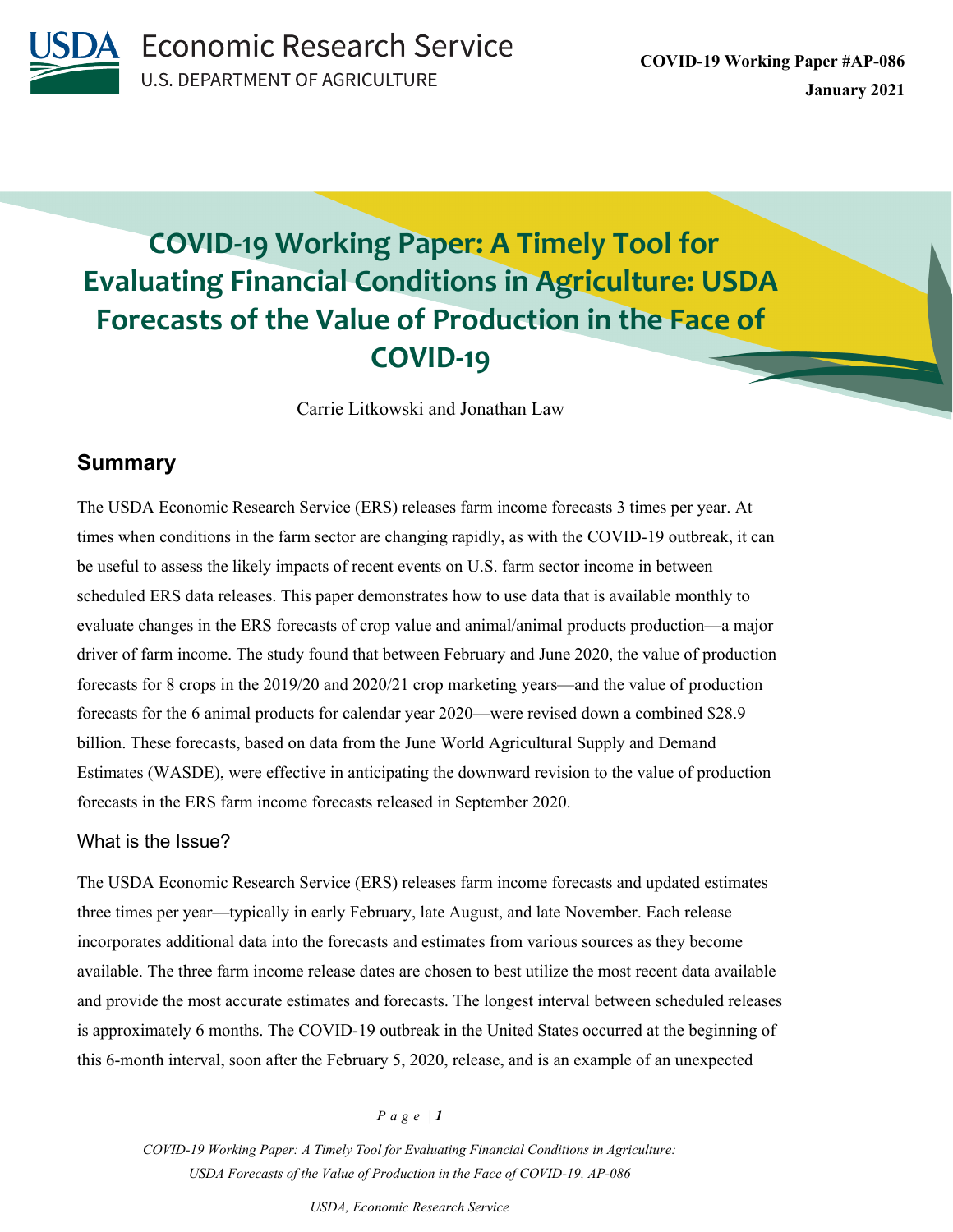# COVID-19 Working Paper: A Timely Tool for Evaluating Financial Conditions in Agriculture: USDA Forecasts of the Value of Production in the Face of COVID-19

COVID-19 Working Paper #AP-086

January 2021

Carrie Litkowski and Jonathan Law

## Summary

The USDA Economic Research Service (ERS) releases farm income forecasts 3 times per year. At times when conditions in the farm sector are changing rapidly, as with the COVID-19 outbreak, it can be useful to assess the likely impacts of recent events on U.S. farm sector income in between scheduled ERS data releases. This paper demonstrates how to use data that is available monthly to evaluate changes in the ERS forecasts of crop value and animal/animal products production—a major driver of farm income. The study found that between February and June 2020, the value of production forecasts for 8 crops in the 2019/20 and 2020/21 crop marketing years—and the value of production forecasts for the 6 animal products for calendar year 2020—were revised down a combined $28.9 billion. These forecasts, based on data from the June World Agricultural Supply and Demand Estimates (WASDE), were effective in anticipating the downward revision to the value of production forecasts in the ERS farm income forecasts released in September 2020.

### What is the Issue?

The USDA Economic Research Service (ERS) releases farm income forecasts and updated estimates three times per year—typically in early February, late August, and late November. Each release incorporates additional data into the forecasts and estimates from various sources as they become available. The three farm income release dates are chosen to best utilize the most recent data available and provide the most accurate estimates and forecasts. The longest interval between scheduled releases is approximately 6 months. The COVID-19 outbreak in the United States occurred at the beginning of this 6-month interval, soon after the February 5, 2020, release, and is an example of an unexpected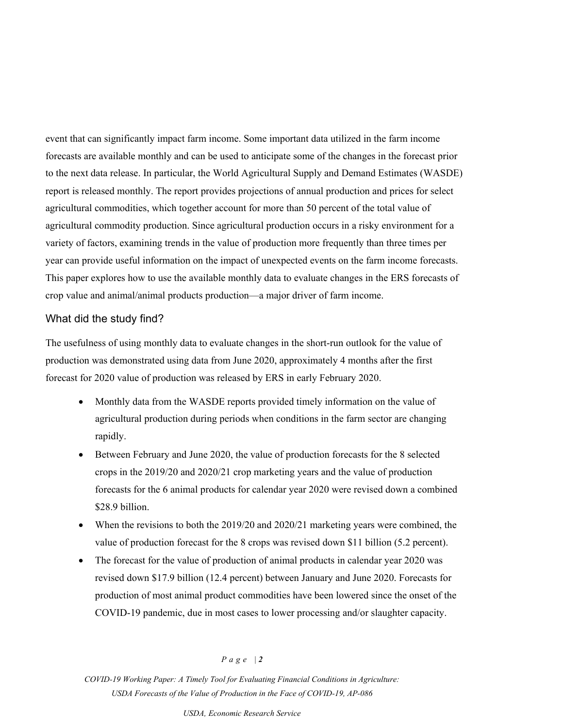event that can significantly impact farm income. Some important data utilized in the farm income forecasts are available monthly and can be used to anticipate some of the changes in the forecast prior to the next data release. In particular, the World Agricultural Supply and Demand Estimates (WASDE) report is released monthly. The report provides projections of annual production and prices for select agricultural commodities, which together account for more than 50 percent of the total value of agricultural commodity production. Since agricultural production occurs in a risky environment for a variety of factors, examining trends in the value of production more frequently than three times per year can provide useful information on the impact of unexpected events on the farm income forecasts. This paper explores how to use the available monthly data to evaluate changes in the ERS forecasts of crop value and animal/animal products production—a major driver of farm income.

## What did the study find?

The usefulness of using monthly data to evaluate changes in the short-run outlook for the value of production was demonstrated using data from June 2020, approximately 4 months after the first forecast for 2020 value of production was released by ERS in early February 2020.

- Monthly data from the WASDE reports provided timely information on the value of agricultural production during periods when conditions in the farm sector are changing rapidly.
- Between February and June 2020, the value of production forecasts for the 8 selected crops in the 2019/20 and 2020/21 crop marketing years and the value of production forecasts for the 6 animal products for calendar year 2020 were revised down a combined $28.9 billion.
- When the revisions to both the 2019/20 and 2020/21 marketing years were combined, the value of production forecast for the 8 crops was revised down $11 billion (5.2 percent).
- The forecast for the value of production of animal products in calendar year 2020 was revised down $17.9 billion (12.4 percent) between January and June 2020. Forecasts for production of most animal product commodities have been lowered since the onset of the COVID-19 pandemic, due in most cases to lower processing and/or slaughter capacity.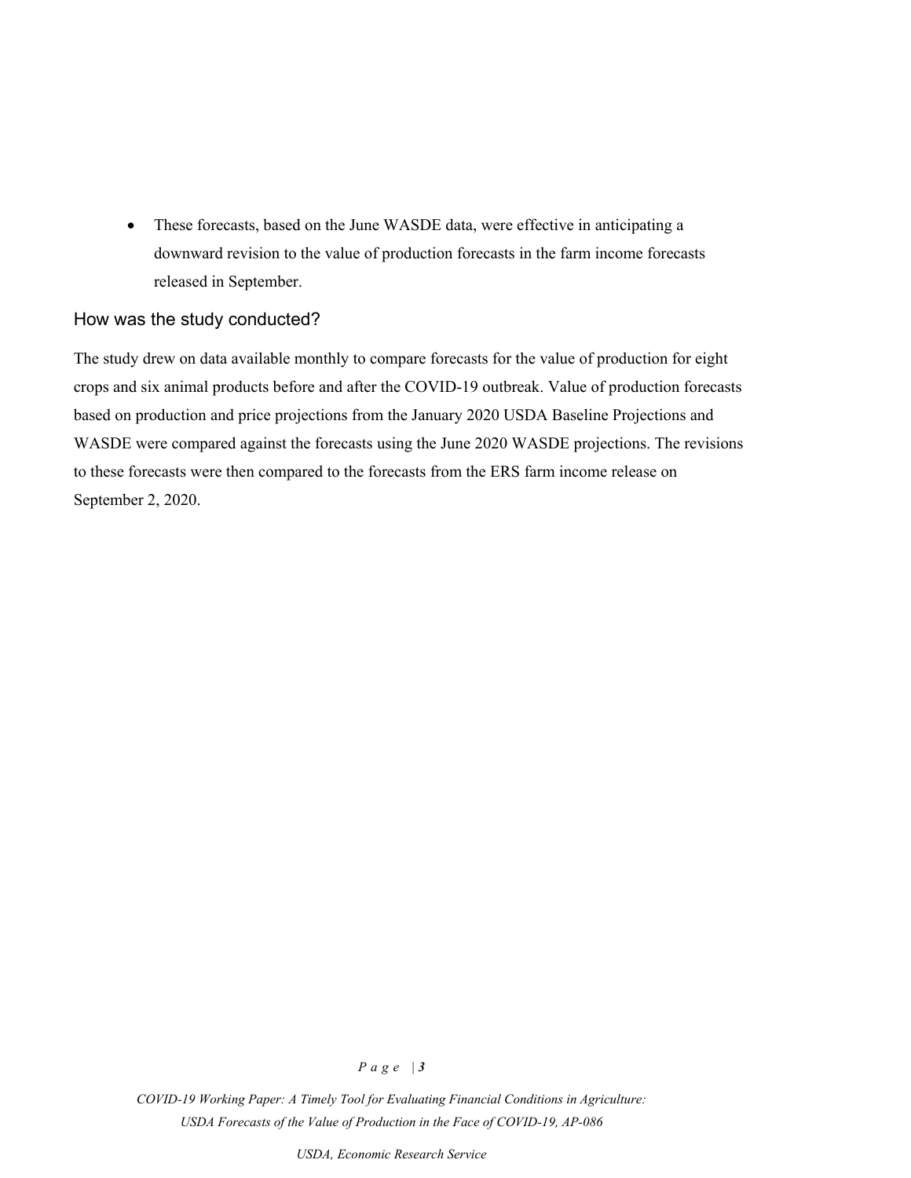- These forecasts, based on the June WASDE data, were effective in anticipating a downward revision to the value of production forecasts in the farm income forecasts released in September.

## How was the study conducted?

The study drew on data available monthly to compare forecasts for the value of production for eight crops and six animal products before and after the COVID-19 outbreak. Value of production forecasts based on production and price projections from the January 2020 USDA Baseline Projections and WASDE were compared against the forecasts using the June 2020 WASDE projections. The revisions to these forecasts were then compared to the forecasts from the ERS farm income release on September 2, 2020.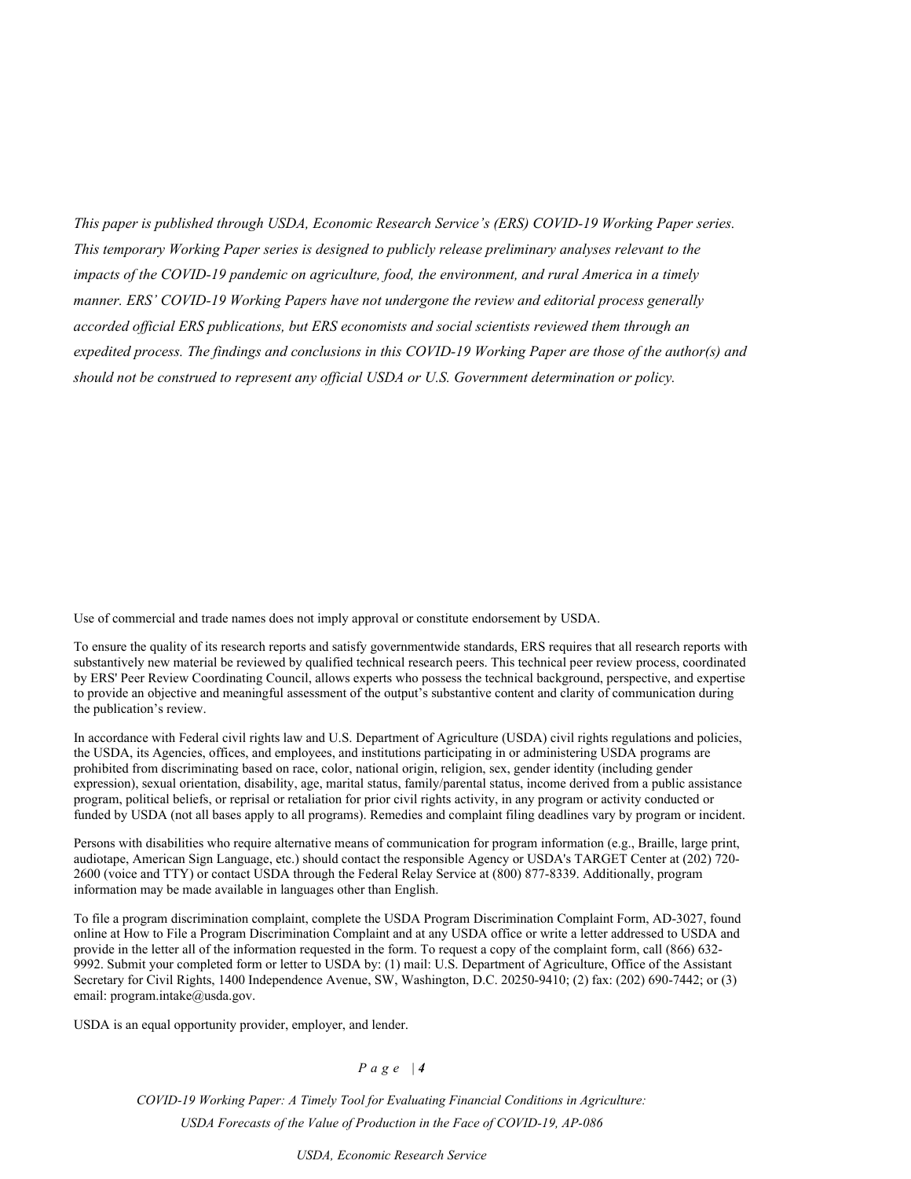*This paper is published through USDA, Economic Research Service's (ERS) COVID-19 Working Paper series. This temporary Working Paper series is designed to publicly release preliminary analyses relevant to the impacts of the COVID-19 pandemic on agriculture, food, the environment, and rural America in a timely manner. ERS' COVID-19 Working Papers have not undergone the review and editorial process generally accorded official ERS publications, but ERS economists and social scientists reviewed them through an expedited process. The findings and conclusions in this COVID-19 Working Paper are those of the author(s) and should not be construed to represent any official USDA or U.S. Government determination or policy.*

Use of commercial and trade names does not imply approval or constitute endorsement by USDA.

To ensure the quality of its research reports and satisfy governmentwide standards, ERS requires that all research reports with substantively new material be reviewed by qualified technical research peers. This technical peer review process, coordinated by ERS' Peer Review Coordinating Council, allows experts who possess the technical background, perspective, and expertise to provide an objective and meaningful assessment of the output's substantive content and clarity of communication during the publication's review.

In accordance with Federal civil rights law and U.S. Department of Agriculture (USDA) civil rights regulations and policies, the USDA, its Agencies, offices, and employees, and institutions participating in or administering USDA programs are prohibited from discriminating based on race, color, national origin, religion, sex, gender identity (including gender expression), sexual orientation, disability, age, marital status, family/parental status, income derived from a public assistance program, political beliefs, or reprisal or retaliation for prior civil rights activity, in any program or activity conducted or funded by USDA (not all bases apply to all programs). Remedies and complaint filing deadlines vary by program or incident.

Persons with disabilities who require alternative means of communication for program information (e.g., Braille, large print, audiotape, American Sign Language, etc.) should contact the responsible Agency or USDA's TARGET Center at (202) 720-2600 (voice and TTY) or contact USDA through the Federal Relay Service at (800) 877-8339. Additionally, program information may be made available in languages other than English.

To file a program discrimination complaint, complete the USDA Program Discrimination Complaint Form, AD-3027, found online at How to File a Program Discrimination Complaint and at any USDA office or write a letter addressed to USDA and provide in the letter all of the information requested in the form. To request a copy of the complaint form, call (866) 632-9992. Submit your completed form or letter to USDA by: (1) mail: U.S. Department of Agriculture, Office of the Assistant Secretary for Civil Rights, 1400 Independence Avenue, SW, Washington, D.C. 20250-9410; (2) fax: (202) 690-7442; or (3) email: program.intake@usda.gov.

USDA is an equal opportunity provider, employer, and lender.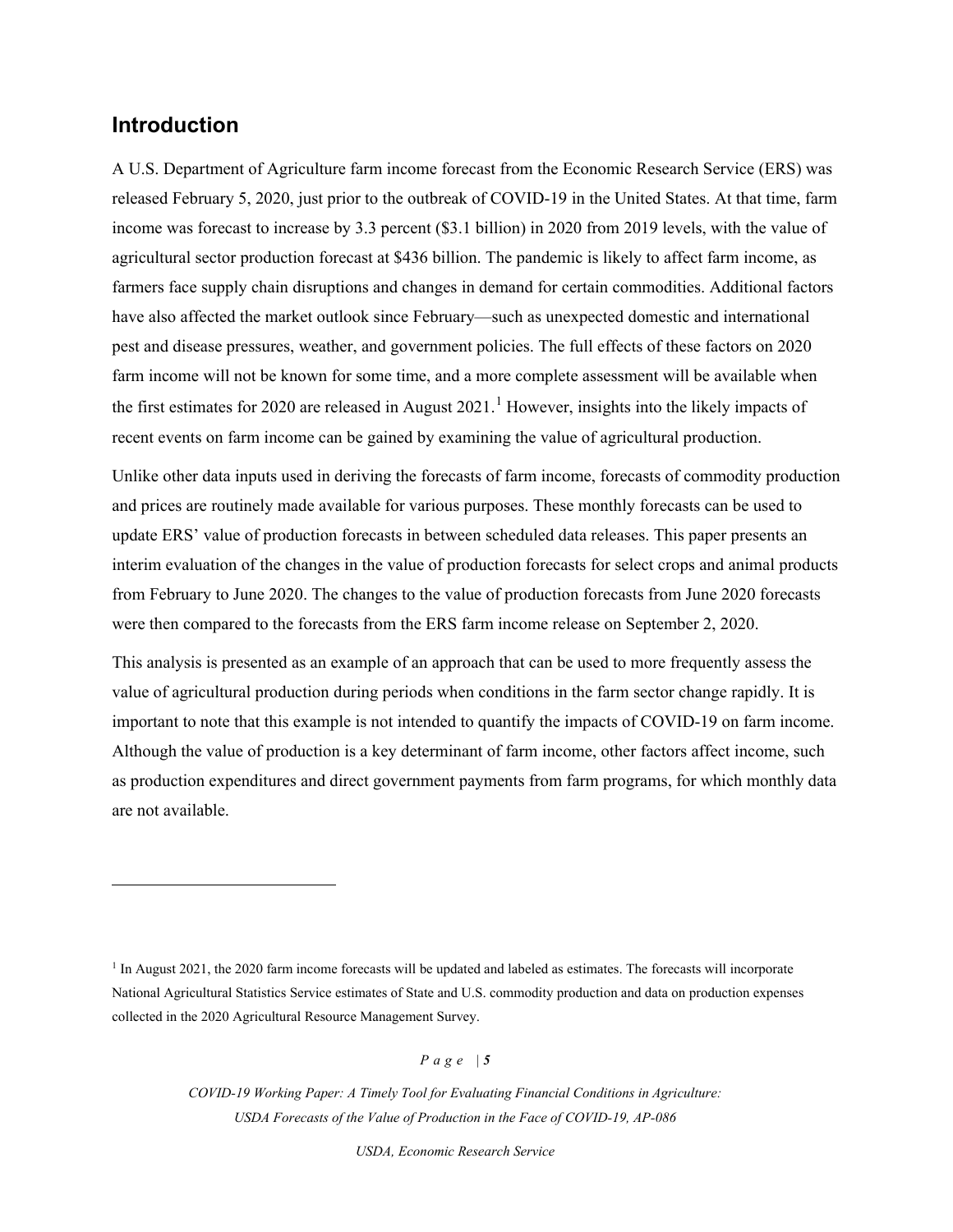## Introduction

A U.S. Department of Agriculture farm income forecast from the Economic Research Service (ERS) was released February 5, 2020, just prior to the outbreak of COVID-19 in the United States. At that time, farm income was forecast to increase by 3.3 percent ($3.1 billion) in 2020 from 2019 levels, with the value of agricultural sector production forecast at $436 billion. The pandemic is likely to affect farm income, as farmers face supply chain disruptions and changes in demand for certain commodities. Additional factors have also affected the market outlook since February—such as unexpected domestic and international pest and disease pressures, weather, and government policies. The full effects of these factors on 2020 farm income will not be known for some time, and a more complete assessment will be available when the first estimates for 2020 are released in August 2021.[1] However, insights into the likely impacts of recent events on farm income can be gained by examining the value of agricultural production.

Unlike other data inputs used in deriving the forecasts of farm income, forecasts of commodity production and prices are routinely made available for various purposes. These monthly forecasts can be used to update ERS' value of production forecasts in between scheduled data releases. This paper presents an interim evaluation of the changes in the value of production forecasts for select crops and animal products from February to June 2020. The changes to the value of production forecasts from June 2020 forecasts were then compared to the forecasts from the ERS farm income release on September 2, 2020.

This analysis is presented as an example of an approach that can be used to more frequently assess the value of agricultural production during periods when conditions in the farm sector change rapidly. It is important to note that this example is not intended to quantify the impacts of COVID-19 on farm income. Although the value of production is a key determinant of farm income, other factors affect income, such as production expenditures and direct government payments from farm programs, for which monthly data are not available.

---

[1] In August 2021, the 2020 farm income forecasts will be updated and labeled as estimates. The forecasts will incorporate National Agricultural Statistics Service estimates of State and U.S. commodity production and data on production expenses collected in the 2020 Agricultural Resource Management Survey.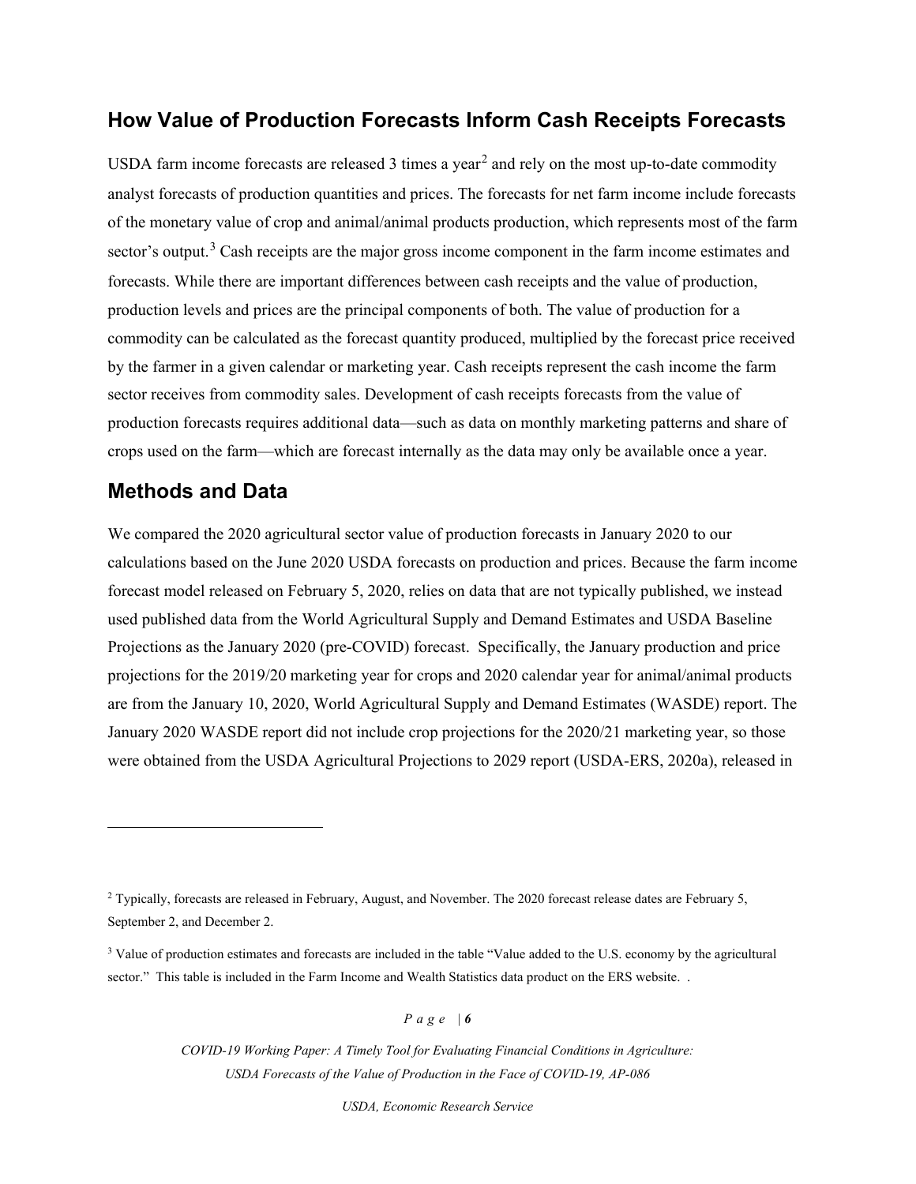## How Value of Production Forecasts Inform Cash Receipts Forecasts

USDA farm income forecasts are released 3 times a year[2] and rely on the most up-to-date commodity analyst forecasts of production quantities and prices. The forecasts for net farm income include forecasts of the monetary value of crop and animal/animal products production, which represents most of the farm sector's output.[3] Cash receipts are the major gross income component in the farm income estimates and forecasts. While there are important differences between cash receipts and the value of production, production levels and prices are the principal components of both. The value of production for a commodity can be calculated as the forecast quantity produced, multiplied by the forecast price received by the farmer in a given calendar or marketing year. Cash receipts represent the cash income the farm sector receives from commodity sales. Development of cash receipts forecasts from the value of production forecasts requires additional data—such as data on monthly marketing patterns and share of crops used on the farm—which are forecast internally as the data may only be available once a year.

## Methods and Data

We compared the 2020 agricultural sector value of production forecasts in January 2020 to our calculations based on the June 2020 USDA forecasts on production and prices. Because the farm income forecast model released on February 5, 2020, relies on data that are not typically published, we instead used published data from the World Agricultural Supply and Demand Estimates and USDA Baseline Projections as the January 2020 (pre-COVID) forecast. Specifically, the January production and price projections for the 2019/20 marketing year for crops and 2020 calendar year for animal/animal products are from the January 10, 2020, World Agricultural Supply and Demand Estimates (WASDE) report. The January 2020 WASDE report did not include crop projections for the 2020/21 marketing year, so those were obtained from the USDA Agricultural Projections to 2029 report (USDA-ERS, 2020a), released in

---

[2] Typically, forecasts are released in February, August, and November. The 2020 forecast release dates are February 5, September 2, and December 2.

[3] Value of production estimates and forecasts are included in the table "Value added to the U.S. economy by the agricultural sector." This table is included in the Farm Income and Wealth Statistics data product on the ERS website. .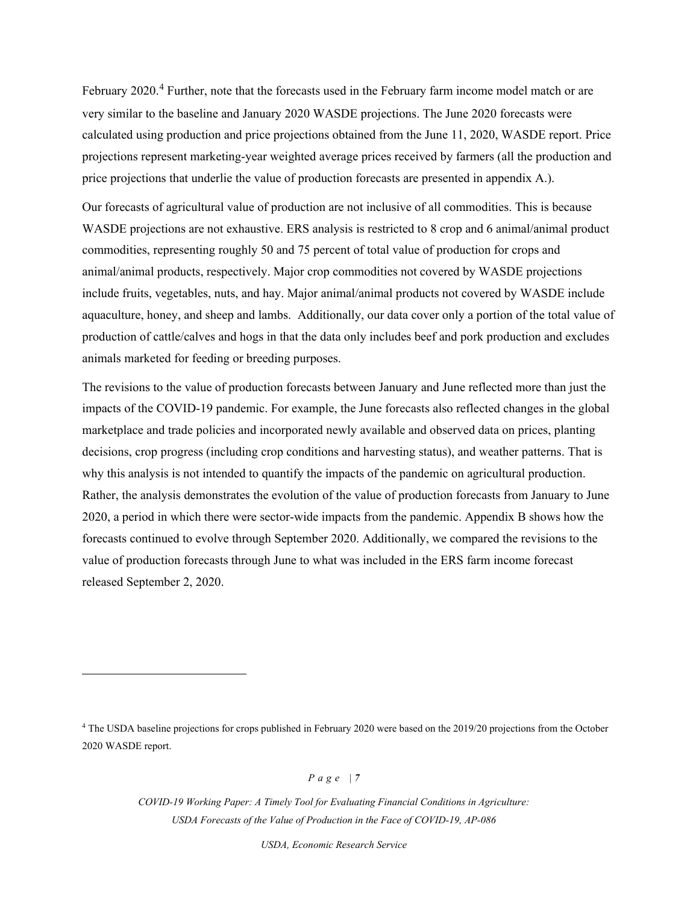February 2020.[4] Further, note that the forecasts used in the February farm income model match or are very similar to the baseline and January 2020 WASDE projections. The June 2020 forecasts were calculated using production and price projections obtained from the June 11, 2020, WASDE report. Price projections represent marketing-year weighted average prices received by farmers (all the production and price projections that underlie the value of production forecasts are presented in appendix A.).

Our forecasts of agricultural value of production are not inclusive of all commodities. This is because WASDE projections are not exhaustive. ERS analysis is restricted to 8 crop and 6 animal/animal product commodities, representing roughly 50 and 75 percent of total value of production for crops and animal/animal products, respectively. Major crop commodities not covered by WASDE projections include fruits, vegetables, nuts, and hay. Major animal/animal products not covered by WASDE include aquaculture, honey, and sheep and lambs. Additionally, our data cover only a portion of the total value of production of cattle/calves and hogs in that the data only includes beef and pork production and excludes animals marketed for feeding or breeding purposes.

The revisions to the value of production forecasts between January and June reflected more than just the impacts of the COVID-19 pandemic. For example, the June forecasts also reflected changes in the global marketplace and trade policies and incorporated newly available and observed data on prices, planting decisions, crop progress (including crop conditions and harvesting status), and weather patterns. That is why this analysis is not intended to quantify the impacts of the pandemic on agricultural production. Rather, the analysis demonstrates the evolution of the value of production forecasts from January to June 2020, a period in which there were sector-wide impacts from the pandemic. Appendix B shows how the forecasts continued to evolve through September 2020. Additionally, we compared the revisions to the value of production forecasts through June to what was included in the ERS farm income forecast released September 2, 2020.

---

[4] The USDA baseline projections for crops published in February 2020 were based on the 2019/20 projections from the October 2020 WASDE report.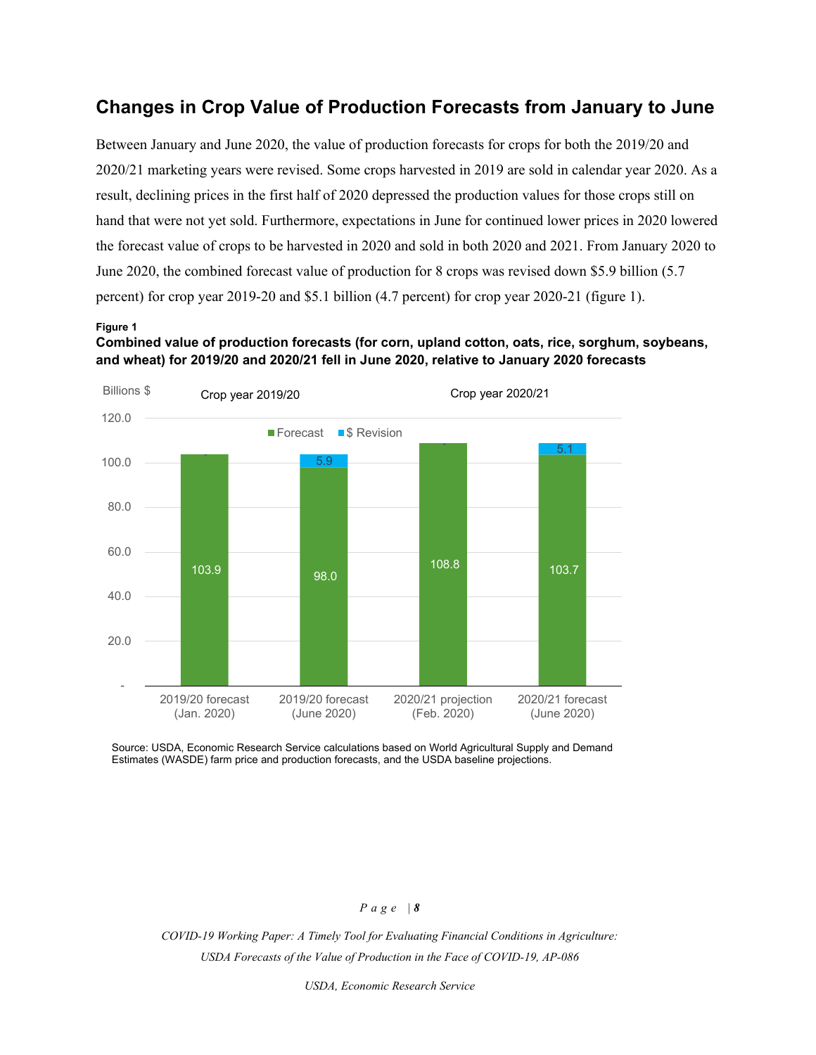## Changes in Crop Value of Production Forecasts from January to June

Between January and June 2020, the value of production forecasts for crops for both the 2019/20 and 2020/21 marketing years were revised. Some crops harvested in 2019 are sold in calendar year 2020. As a result, declining prices in the first half of 2020 depressed the production values for those crops still on hand that were not yet sold. Furthermore, expectations in June for continued lower prices in 2020 lowered the forecast value of crops to be harvested in 2020 and sold in both 2020 and 2021. From January 2020 to June 2020, the combined forecast value of production for 8 crops was revised down $5.9 billion (5.7 percent) for crop year 2019-20 and $5.1 billion (4.7 percent) for crop year 2020-21 (figure 1).

**Figure 1**

**Combined value of production forecasts (for corn, upland cotton, oats, rice, sorghum, soybeans, and wheat) for 2019/20 and 2020/21 fell in June 2020, relative to January 2020 forecasts**

Billions $

| | Crop year 2019/20 | | Crop year 2020/21 | |
|---|---|---|---|---|
| | 2019/20 forecast (Jan. 2020) | 2019/20 forecast (June 2020) | 2020/21 projection (Feb. 2020) | 2020/21 forecast (June 2020) |
| Forecast | 103.9 | 98.0 | 108.8 | 103.7 |
| $ Revision | - | 5.9 | - | 5.1 |

Source: USDA, Economic Research Service calculations based on World Agricultural Supply and Demand Estimates (WASDE) farm price and production forecasts, and the USDA baseline projections.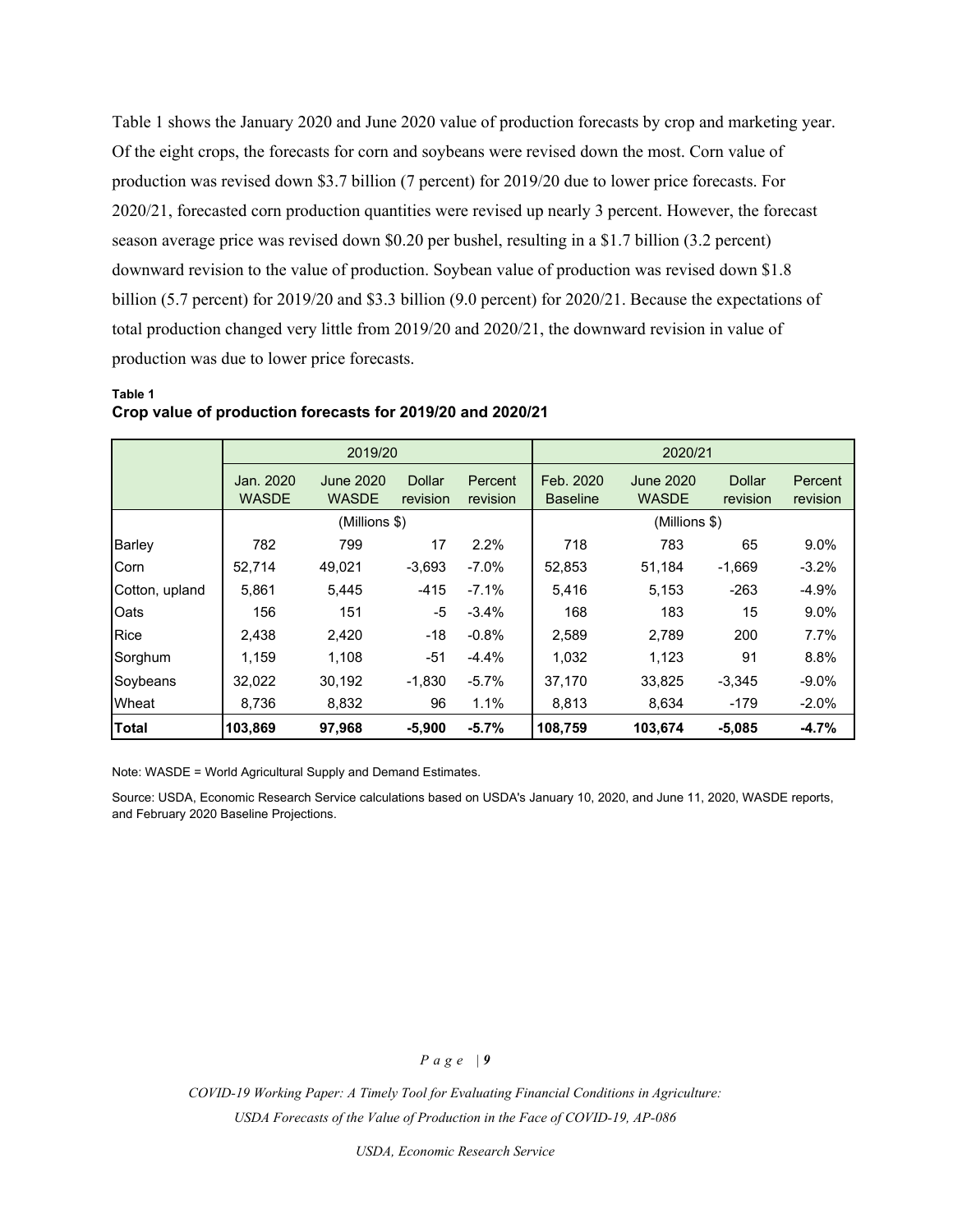Table 1 shows the January 2020 and June 2020 value of production forecasts by crop and marketing year. Of the eight crops, the forecasts for corn and soybeans were revised down the most. Corn value of production was revised down $3.7 billion (7 percent) for 2019/20 due to lower price forecasts. For 2020/21, forecasted corn production quantities were revised up nearly 3 percent. However, the forecast season average price was revised down $0.20 per bushel, resulting in a $1.7 billion (3.2 percent) downward revision to the value of production. Soybean value of production was revised down $1.8 billion (5.7 percent) for 2019/20 and $3.3 billion (9.0 percent) for 2020/21. Because the expectations of total production changed very little from 2019/20 and 2020/21, the downward revision in value of production was due to lower price forecasts.

**Table 1**
**Crop value of production forecasts for 2019/20 and 2020/21**

| | 2019/20 | | | | 2020/21 | | | |
|---|---|---|---|---|---|---|---|---|
| | Jan. 2020 WASDE | June 2020 WASDE | Dollar revision | Percent revision | Feb. 2020 Baseline | June 2020 WASDE | Dollar revision | Percent revision |
| | (Millions $) | | | | (Millions $) | | | |
| Barley | 782 | 799 | 17 | 2.2% | 718 | 783 | 65 | 9.0% |
| Corn | 52,714 | 49,021 | -3,693 | -7.0% | 52,853 | 51,184 | -1,669 | -3.2% |
| Cotton, upland | 5,861 | 5,445 | -415 | -7.1% | 5,416 | 5,153 | -263 | -4.9% |
| Oats | 156 | 151 | -5 | -3.4% | 168 | 183 | 15 | 9.0% |
| Rice | 2,438 | 2,420 | -18 | -0.8% | 2,589 | 2,789 | 200 | 7.7% |
| Sorghum | 1,159 | 1,108 | -51 | -4.4% | 1,032 | 1,123 | 91 | 8.8% |
| Soybeans | 32,022 | 30,192 | -1,830 | -5.7% | 37,170 | 33,825 | -3,345 | -9.0% |
| Wheat | 8,736 | 8,832 | 96 | 1.1% | 8,813 | 8,634 | -179 | -2.0% |
| **Total** | **103,869** | **97,968** | **-5,900** | **-5.7%** | **108,759** | **103,674** | **-5,085** | **-4.7%** |

Note: WASDE = World Agricultural Supply and Demand Estimates.

Source: USDA, Economic Research Service calculations based on USDA's January 10, 2020, and June 11, 2020, WASDE reports, and February 2020 Baseline Projections.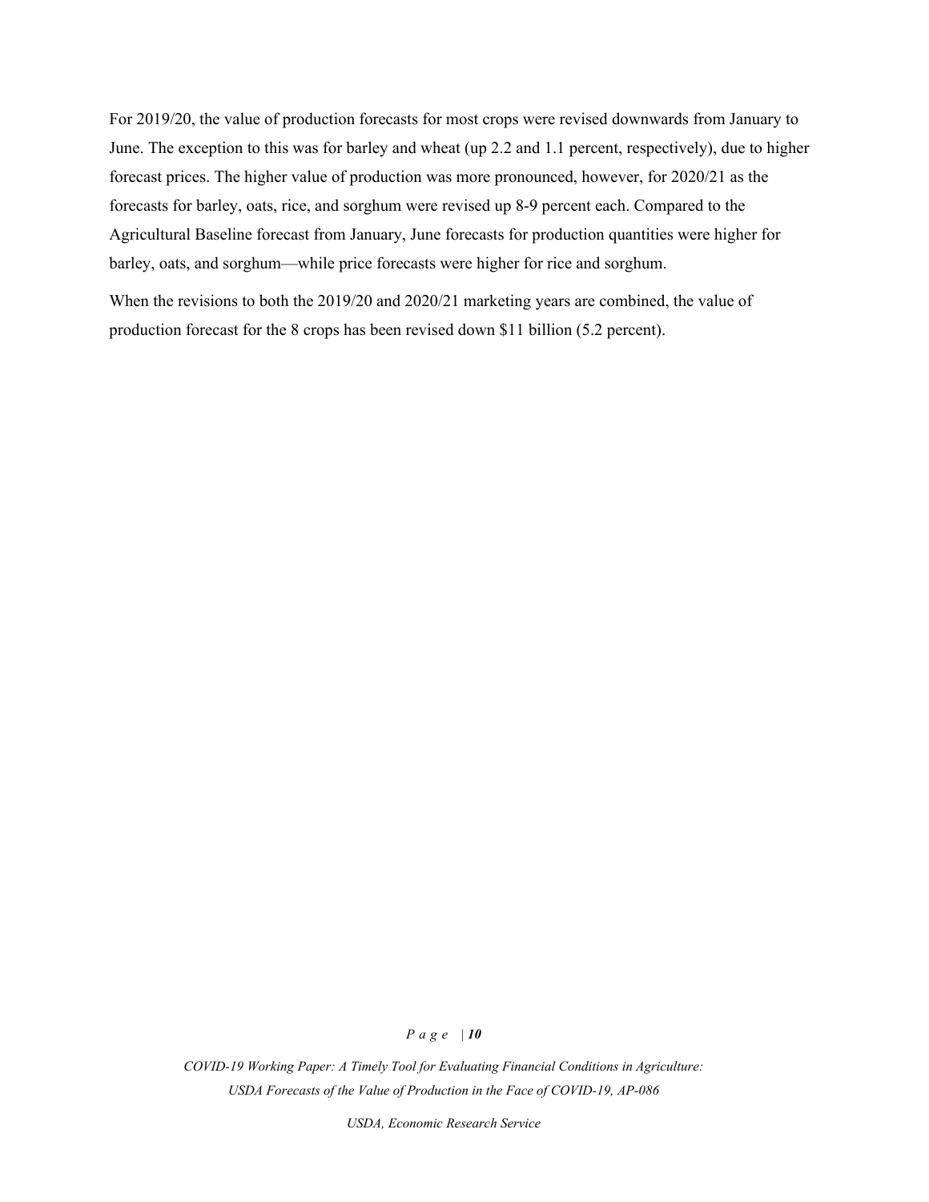For 2019/20, the value of production forecasts for most crops were revised downwards from January to June. The exception to this was for barley and wheat (up 2.2 and 1.1 percent, respectively), due to higher forecast prices. The higher value of production was more pronounced, however, for 2020/21 as the forecasts for barley, oats, rice, and sorghum were revised up 8-9 percent each. Compared to the Agricultural Baseline forecast from January, June forecasts for production quantities were higher for barley, oats, and sorghum—while price forecasts were higher for rice and sorghum.

When the revisions to both the 2019/20 and 2020/21 marketing years are combined, the value of production forecast for the 8 crops has been revised down $11 billion (5.2 percent).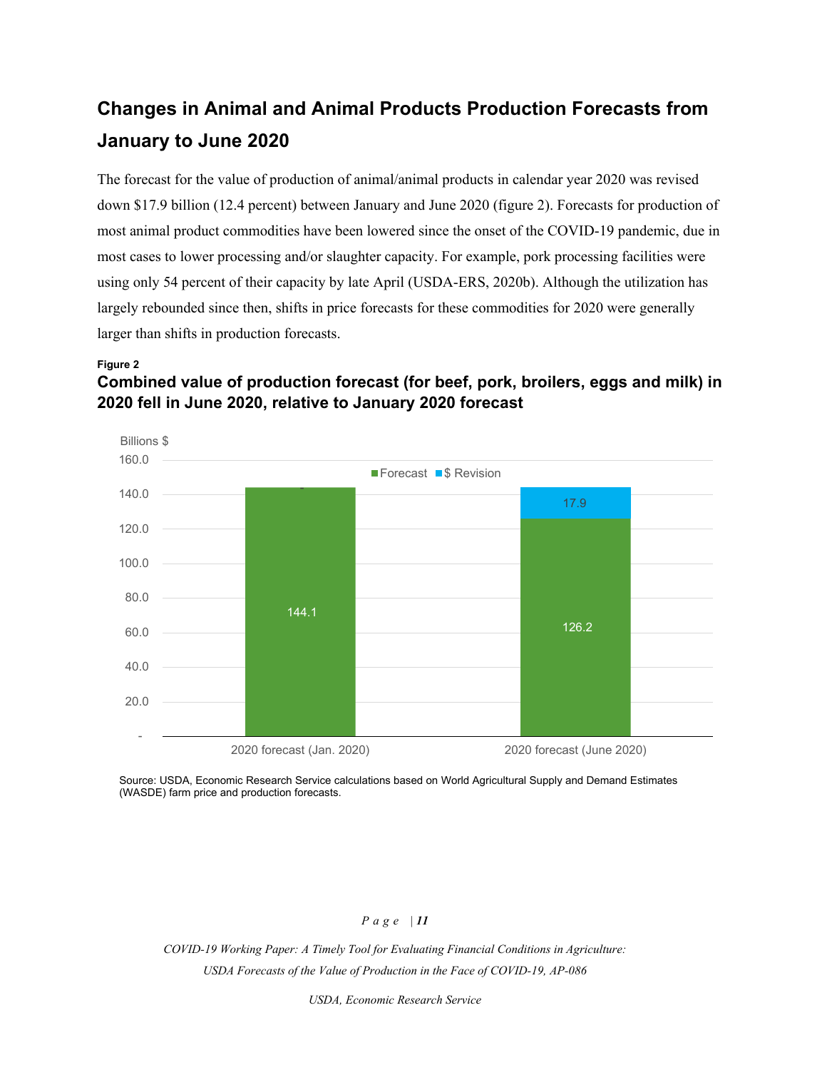## Changes in Animal and Animal Products Production Forecasts from January to June 2020

The forecast for the value of production of animal/animal products in calendar year 2020 was revised down $17.9 billion (12.4 percent) between January and June 2020 (figure 2). Forecasts for production of most animal product commodities have been lowered since the onset of the COVID-19 pandemic, due in most cases to lower processing and/or slaughter capacity. For example, pork processing facilities were using only 54 percent of their capacity by late April (USDA-ERS, 2020b). Although the utilization has largely rebounded since then, shifts in price forecasts for these commodities for 2020 were generally larger than shifts in production forecasts.

**Figure 2**

**Combined value of production forecast (for beef, pork, broilers, eggs and milk) in 2020 fell in June 2020, relative to January 2020 forecast**

| Billions $ | Forecast | $ Revision |
|---|---|---|
| 2020 forecast (Jan. 2020) | 144.1 | |
| 2020 forecast (June 2020) | 126.2 | 17.9 |

Source: USDA, Economic Research Service calculations based on World Agricultural Supply and Demand Estimates (WASDE) farm price and production forecasts.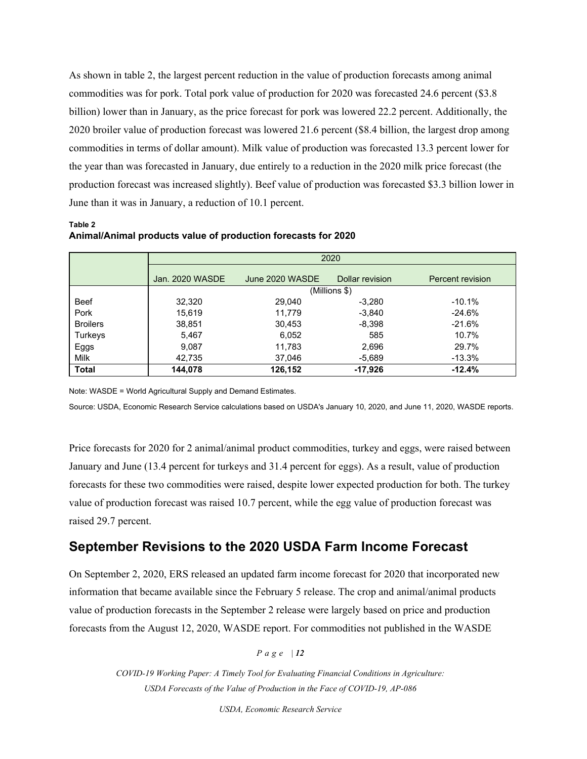As shown in table 2, the largest percent reduction in the value of production forecasts among animal commodities was for pork. Total pork value of production for 2020 was forecasted 24.6 percent ($3.8 billion) lower than in January, as the price forecast for pork was lowered 22.2 percent. Additionally, the 2020 broiler value of production forecast was lowered 21.6 percent ($8.4 billion, the largest drop among commodities in terms of dollar amount). Milk value of production was forecasted 13.3 percent lower for the year than was forecasted in January, due entirely to a reduction in the 2020 milk price forecast (the production forecast was increased slightly). Beef value of production was forecasted $3.3 billion lower in June than it was in January, a reduction of 10.1 percent.

**Table 2**
**Animal/Animal products value of production forecasts for 2020**

| | 2020 | | | |
|---|---|---|---|---|
| | Jan. 2020 WASDE | June 2020 WASDE | Dollar revision | Percent revision |
| | (Millions $) | | | |
| Beef | 32,320 | 29,040 | -3,280 | -10.1% |
| Pork | 15,619 | 11,779 | -3,840 | -24.6% |
| Broilers | 38,851 | 30,453 | -8,398 | -21.6% |
| Turkeys | 5,467 | 6,052 | 585 | 10.7% |
| Eggs | 9,087 | 11,783 | 2,696 | 29.7% |
| Milk | 42,735 | 37,046 | -5,689 | -13.3% |
| **Total** | **144,078** | **126,152** | **-17,926** | **-12.4%** |

Note: WASDE = World Agricultural Supply and Demand Estimates.

Source: USDA, Economic Research Service calculations based on USDA's January 10, 2020, and June 11, 2020, WASDE reports.

Price forecasts for 2020 for 2 animal/animal product commodities, turkey and eggs, were raised between January and June (13.4 percent for turkeys and 31.4 percent for eggs). As a result, value of production forecasts for these two commodities were raised, despite lower expected production for both. The turkey value of production forecast was raised 10.7 percent, while the egg value of production forecast was raised 29.7 percent.

## September Revisions to the 2020 USDA Farm Income Forecast

On September 2, 2020, ERS released an updated farm income forecast for 2020 that incorporated new information that became available since the February 5 release. The crop and animal/animal products value of production forecasts in the September 2 release were largely based on price and production forecasts from the August 12, 2020, WASDE report. For commodities not published in the WASDE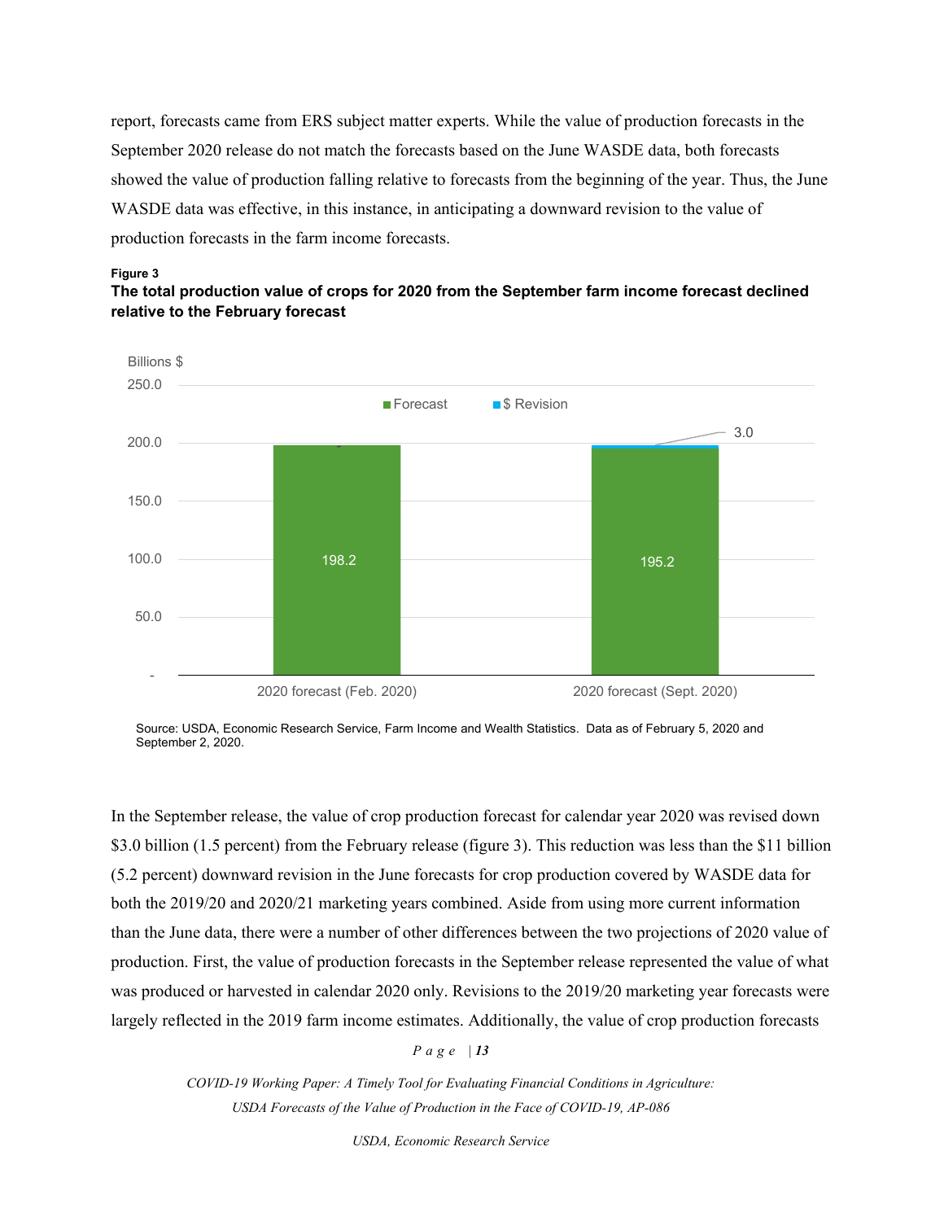report, forecasts came from ERS subject matter experts. While the value of production forecasts in the September 2020 release do not match the forecasts based on the June WASDE data, both forecasts showed the value of production falling relative to forecasts from the beginning of the year. Thus, the June WASDE data was effective, in this instance, in anticipating a downward revision to the value of production forecasts in the farm income forecasts.

**Figure 3**

**The total production value of crops for 2020 from the September farm income forecast declined relative to the February forecast**

| | Forecast (Billions $) | $ Revision (Billions $) |
|---|---|---|
| 2020 forecast (Feb. 2020) | 198.2 | |
| 2020 forecast (Sept. 2020) | 195.2 | 3.0 |

Source: USDA, Economic Research Service, Farm Income and Wealth Statistics. Data as of February 5, 2020 and September 2, 2020.

In the September release, the value of crop production forecast for calendar year 2020 was revised down $3.0 billion (1.5 percent) from the February release (figure 3). This reduction was less than the $11 billion (5.2 percent) downward revision in the June forecasts for crop production covered by WASDE data for both the 2019/20 and 2020/21 marketing years combined. Aside from using more current information than the June data, there were a number of other differences between the two projections of 2020 value of production. First, the value of production forecasts in the September release represented the value of what was produced or harvested in calendar 2020 only. Revisions to the 2019/20 marketing year forecasts were largely reflected in the 2019 farm income estimates. Additionally, the value of crop production forecasts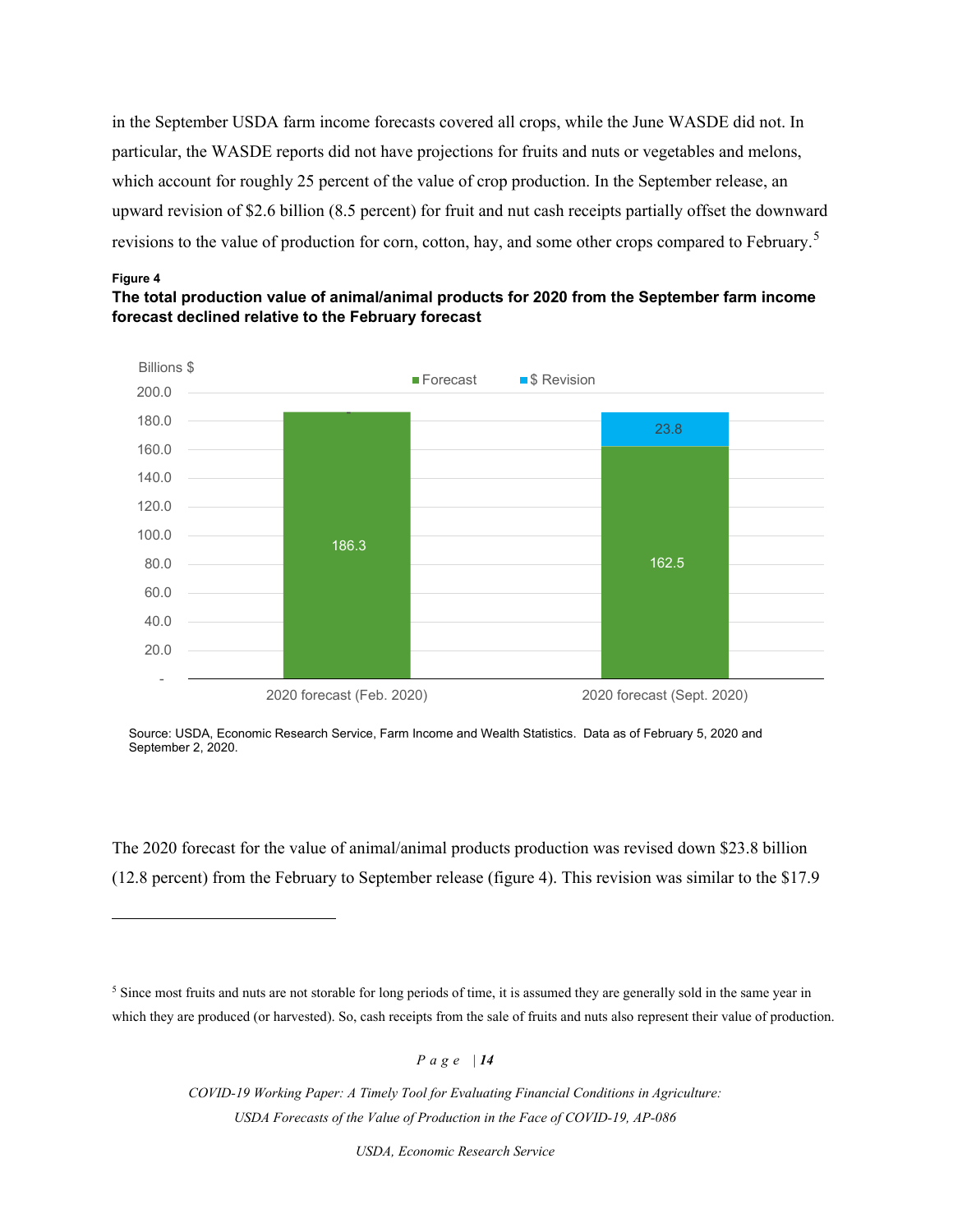in the September USDA farm income forecasts covered all crops, while the June WASDE did not. In particular, the WASDE reports did not have projections for fruits and nuts or vegetables and melons, which account for roughly 25 percent of the value of crop production. In the September release, an upward revision of $2.6 billion (8.5 percent) for fruit and nut cash receipts partially offset the downward revisions to the value of production for corn, cotton, hay, and some other crops compared to February.[5]

**Figure 4**

**The total production value of animal/animal products for 2020 from the September farm income forecast declined relative to the February forecast**

| Billions $ | Forecast | $ Revision |
|---|---|---|
| 2020 forecast (Feb. 2020) | 186.3 | |
| 2020 forecast (Sept. 2020) | 162.5 | 23.8 |

Source: USDA, Economic Research Service, Farm Income and Wealth Statistics. Data as of February 5, 2020 and September 2, 2020.

The 2020 forecast for the value of animal/animal products production was revised down $23.8 billion (12.8 percent) from the February to September release (figure 4). This revision was similar to the $17.9

---

[5] Since most fruits and nuts are not storable for long periods of time, it is assumed they are generally sold in the same year in which they are produced (or harvested). So, cash receipts from the sale of fruits and nuts also represent their value of production.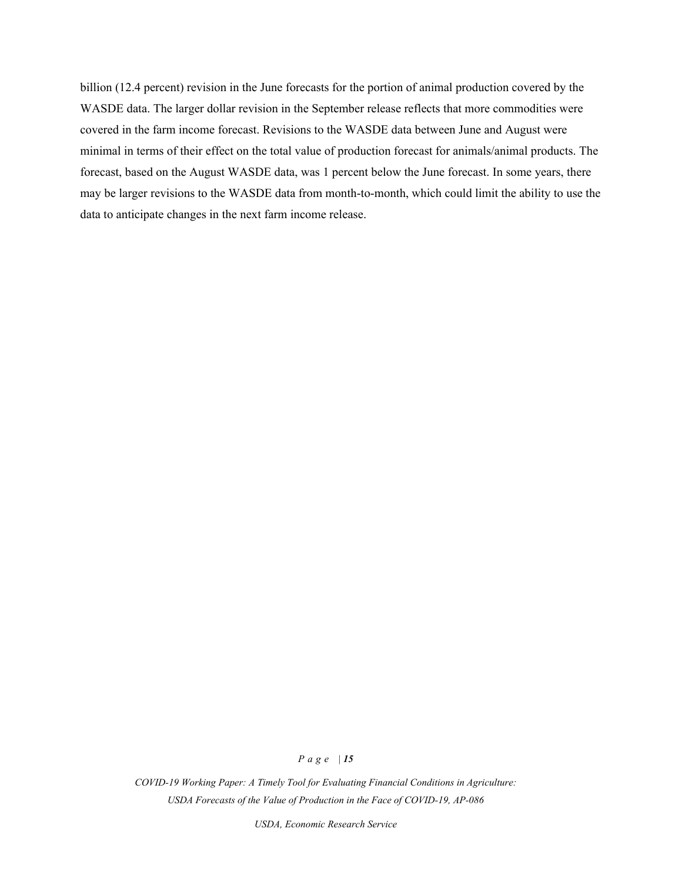billion (12.4 percent) revision in the June forecasts for the portion of animal production covered by the WASDE data. The larger dollar revision in the September release reflects that more commodities were covered in the farm income forecast. Revisions to the WASDE data between June and August were minimal in terms of their effect on the total value of production forecast for animals/animal products. The forecast, based on the August WASDE data, was 1 percent below the June forecast. In some years, there may be larger revisions to the WASDE data from month-to-month, which could limit the ability to use the data to anticipate changes in the next farm income release.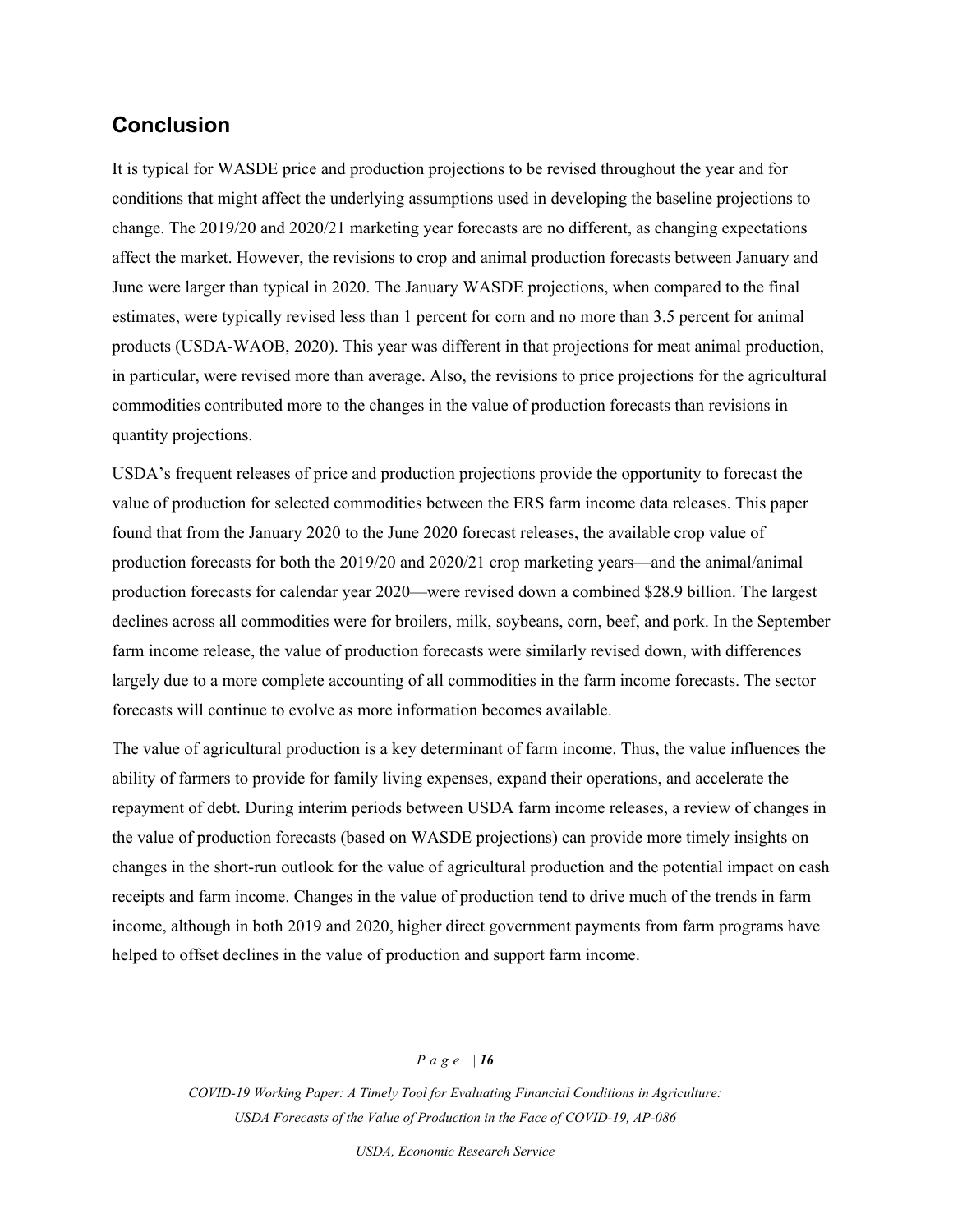## Conclusion

It is typical for WASDE price and production projections to be revised throughout the year and for conditions that might affect the underlying assumptions used in developing the baseline projections to change. The 2019/20 and 2020/21 marketing year forecasts are no different, as changing expectations affect the market. However, the revisions to crop and animal production forecasts between January and June were larger than typical in 2020. The January WASDE projections, when compared to the final estimates, were typically revised less than 1 percent for corn and no more than 3.5 percent for animal products (USDA-WAOB, 2020). This year was different in that projections for meat animal production, in particular, were revised more than average. Also, the revisions to price projections for the agricultural commodities contributed more to the changes in the value of production forecasts than revisions in quantity projections.

USDA's frequent releases of price and production projections provide the opportunity to forecast the value of production for selected commodities between the ERS farm income data releases. This paper found that from the January 2020 to the June 2020 forecast releases, the available crop value of production forecasts for both the 2019/20 and 2020/21 crop marketing years—and the animal/animal production forecasts for calendar year 2020—were revised down a combined $28.9 billion. The largest declines across all commodities were for broilers, milk, soybeans, corn, beef, and pork. In the September farm income release, the value of production forecasts were similarly revised down, with differences largely due to a more complete accounting of all commodities in the farm income forecasts. The sector forecasts will continue to evolve as more information becomes available.

The value of agricultural production is a key determinant of farm income. Thus, the value influences the ability of farmers to provide for family living expenses, expand their operations, and accelerate the repayment of debt. During interim periods between USDA farm income releases, a review of changes in the value of production forecasts (based on WASDE projections) can provide more timely insights on changes in the short-run outlook for the value of agricultural production and the potential impact on cash receipts and farm income. Changes in the value of production tend to drive much of the trends in farm income, although in both 2019 and 2020, higher direct government payments from farm programs have helped to offset declines in the value of production and support farm income.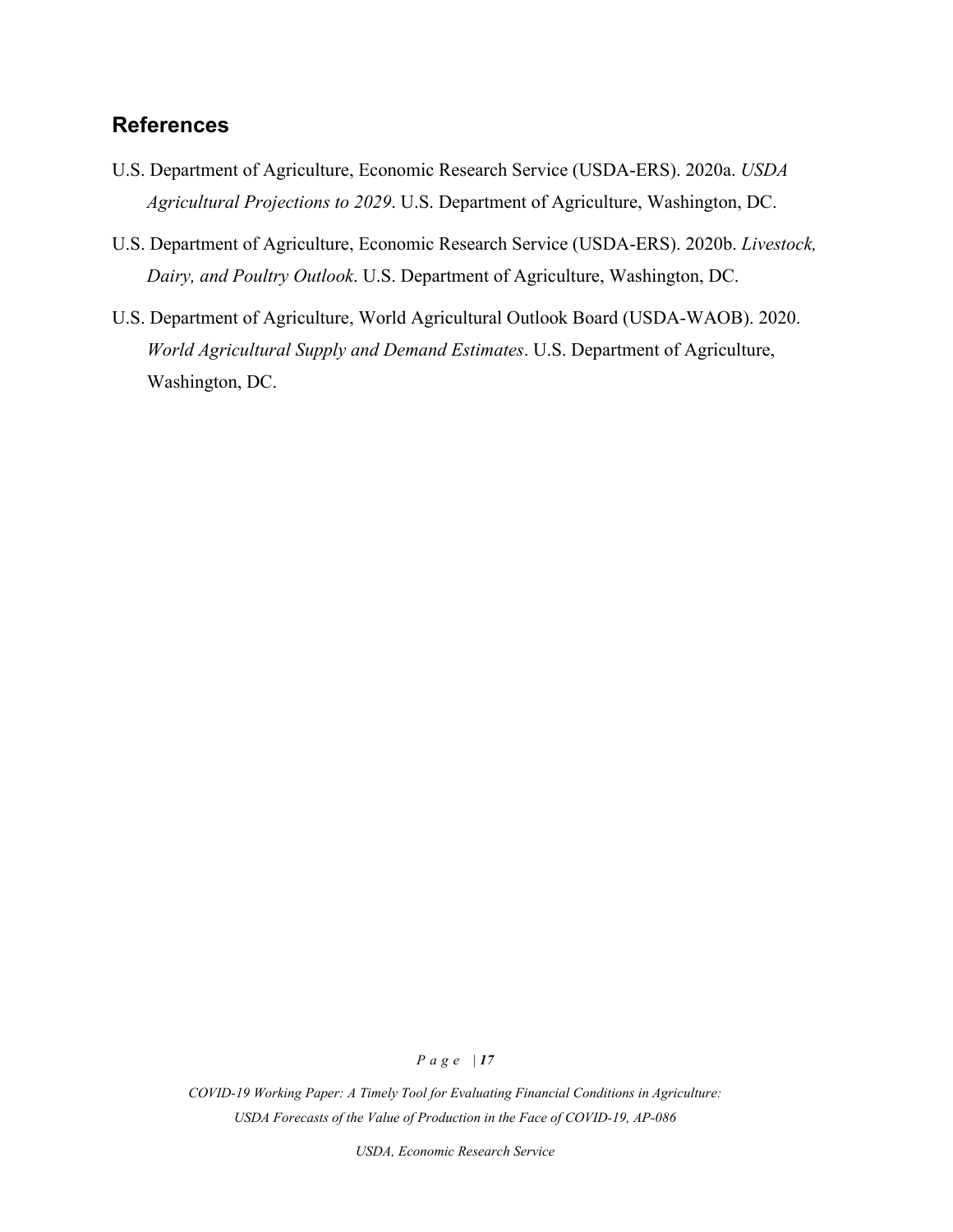## References

U.S. Department of Agriculture, Economic Research Service (USDA-ERS). 2020a. *USDA Agricultural Projections to 2029*. U.S. Department of Agriculture, Washington, DC.

U.S. Department of Agriculture, Economic Research Service (USDA-ERS). 2020b. *Livestock, Dairy, and Poultry Outlook*. U.S. Department of Agriculture, Washington, DC.

U.S. Department of Agriculture, World Agricultural Outlook Board (USDA-WAOB). 2020. *World Agricultural Supply and Demand Estimates*. U.S. Department of Agriculture, Washington, DC.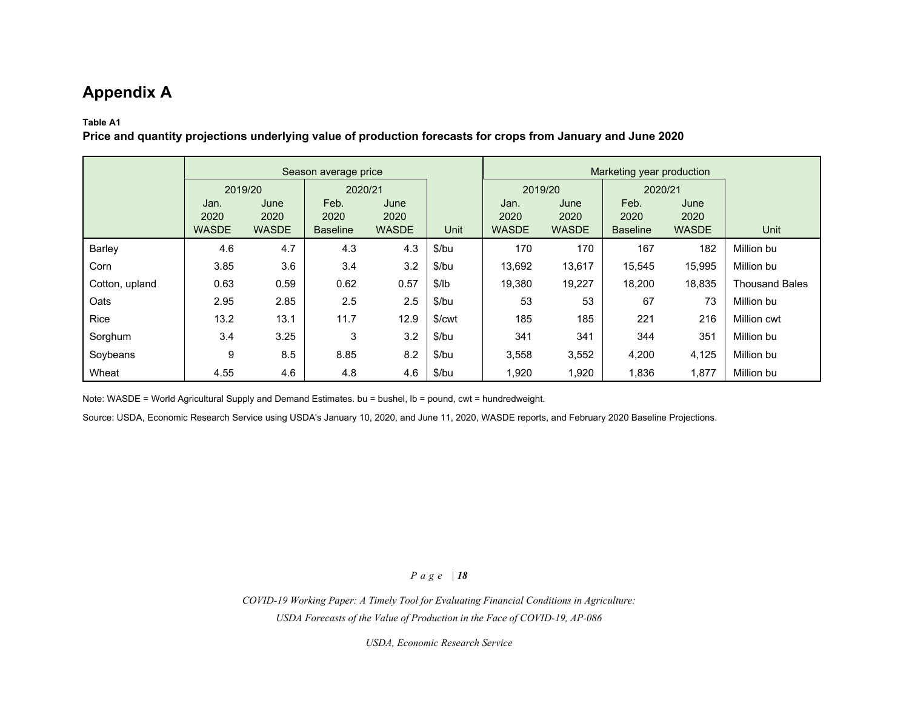# Appendix A

**Table A1**

**Price and quantity projections underlying value of production forecasts for crops from January and June 2020**

| | Season average price | | | | | Marketing year production | | | | |
|---|---|---|---|---|---|---|---|---|---|---|
| | 2019/20 | | 2020/21 | | | 2019/20 | | 2020/21 | | |
| | Jan. 2020 WASDE | June 2020 WASDE | Feb. 2020 Baseline | June 2020 WASDE | Unit | Jan. 2020 WASDE | June 2020 WASDE | Feb. 2020 Baseline | June 2020 WASDE | Unit |
| Barley | 4.6 | 4.7 | 4.3 | 4.3 | $/bu | 170 | 170 | 167 | 182 | Million bu |
| Corn | 3.85 | 3.6 | 3.4 | 3.2 | $/bu | 13,692 | 13,617 | 15,545 | 15,995 | Million bu |
| Cotton, upland | 0.63 | 0.59 | 0.62 | 0.57 | $/lb | 19,380 | 19,227 | 18,200 | 18,835 | Thousand Bales |
| Oats | 2.95 | 2.85 | 2.5 | 2.5 | $/bu | 53 | 53 | 67 | 73 | Million bu |
| Rice | 13.2 | 13.1 | 11.7 | 12.9 | $/cwt | 185 | 185 | 221 | 216 | Million cwt |
| Sorghum | 3.4 | 3.25 | 3 | 3.2 | $/bu | 341 | 341 | 344 | 351 | Million bu |
| Soybeans | 9 | 8.5 | 8.85 | 8.2 | $/bu | 3,558 | 3,552 | 4,200 | 4,125 | Million bu |
| Wheat | 4.55 | 4.6 | 4.8 | 4.6 | $/bu | 1,920 | 1,920 | 1,836 | 1,877 | Million bu |

Note: WASDE = World Agricultural Supply and Demand Estimates. bu = bushel, lb = pound, cwt = hundredweight.

Source: USDA, Economic Research Service using USDA's January 10, 2020, and June 11, 2020, WASDE reports, and February 2020 Baseline Projections.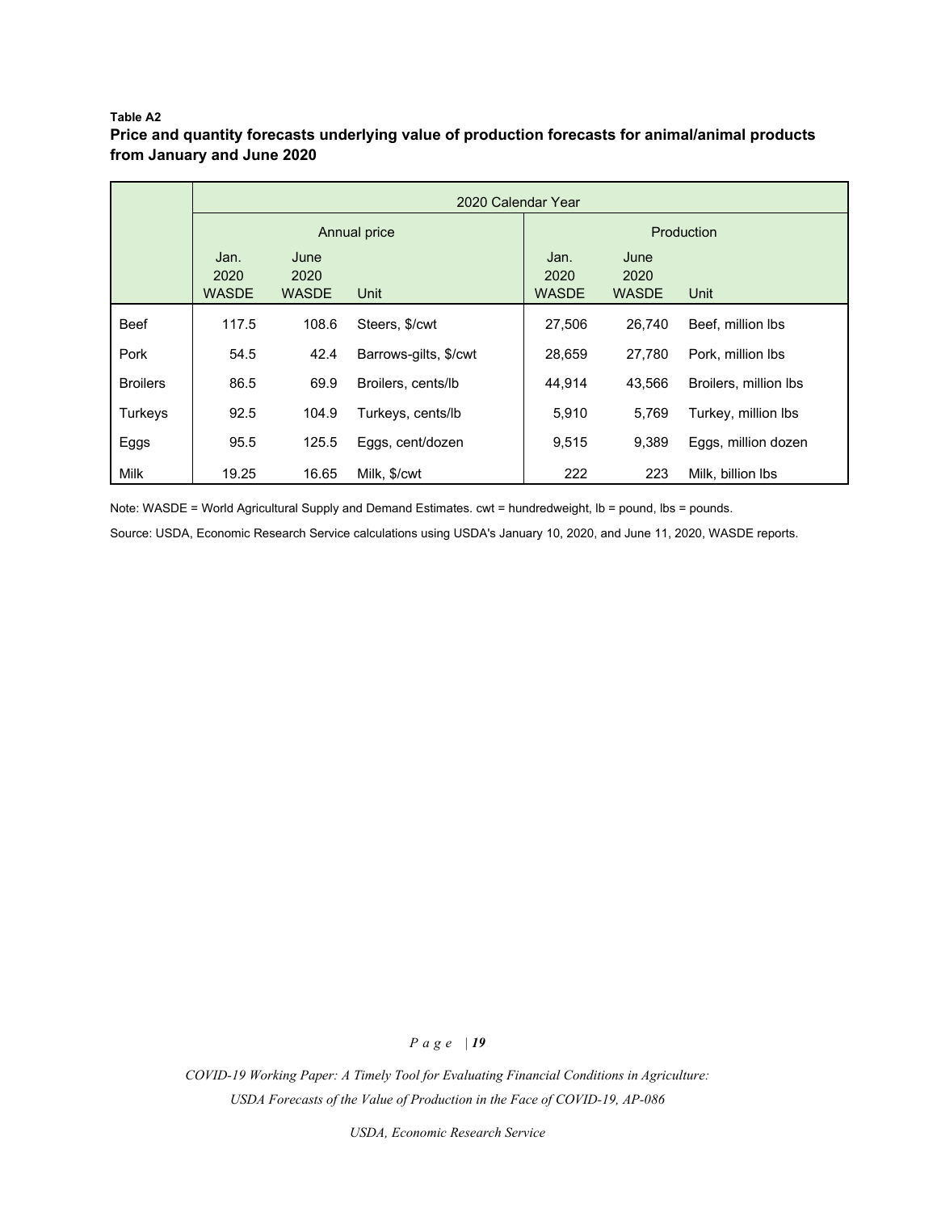**Table A2**

**Price and quantity forecasts underlying value of production forecasts for animal/animal products from January and June 2020**

| | 2020 Calendar Year | | | | | |
|---|---|---|---|---|---|---|
| | Annual price | | | Production | | |
| | Jan. 2020 WASDE | June 2020 WASDE | Unit | Jan. 2020 WASDE | June 2020 WASDE | Unit |
| Beef | 117.5 | 108.6 | Steers, $/cwt | 27,506 | 26,740 | Beef, million lbs |
| Pork | 54.5 | 42.4 | Barrows-gilts, $/cwt | 28,659 | 27,780 | Pork, million lbs |
| Broilers | 86.5 | 69.9 | Broilers, cents/lb | 44,914 | 43,566 | Broilers, million lbs |
| Turkeys | 92.5 | 104.9 | Turkeys, cents/lb | 5,910 | 5,769 | Turkey, million lbs |
| Eggs | 95.5 | 125.5 | Eggs, cent/dozen | 9,515 | 9,389 | Eggs, million dozen |
| Milk | 19.25 | 16.65 | Milk, $/cwt | 222 | 223 | Milk, billion lbs |

Note: WASDE = World Agricultural Supply and Demand Estimates. cwt = hundredweight, lb = pound, lbs = pounds.

Source: USDA, Economic Research Service calculations using USDA's January 10, 2020, and June 11, 2020, WASDE reports.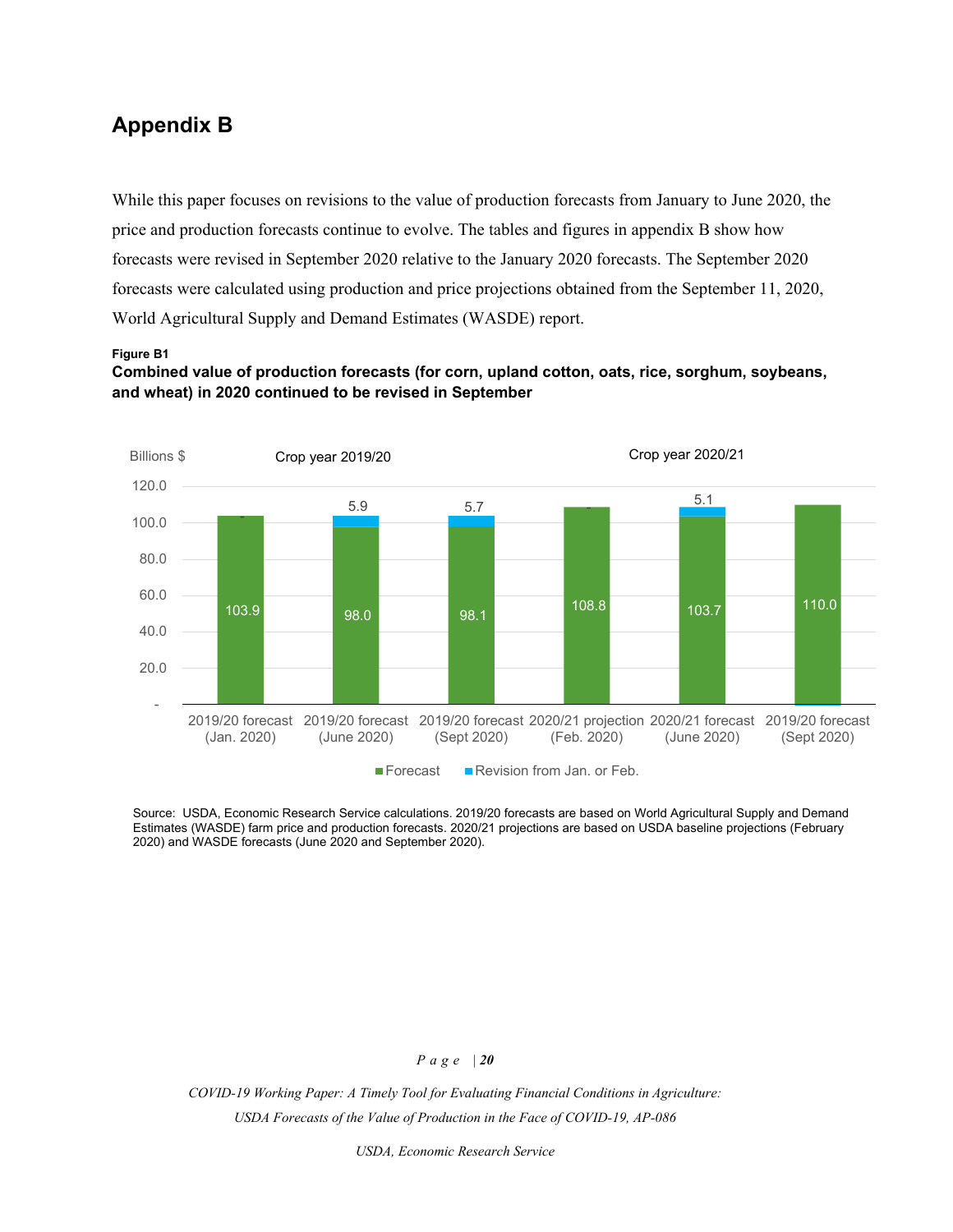## Appendix B

While this paper focuses on revisions to the value of production forecasts from January to June 2020, the price and production forecasts continue to evolve. The tables and figures in appendix B show how forecasts were revised in September 2020 relative to the January 2020 forecasts. The September 2020 forecasts were calculated using production and price projections obtained from the September 11, 2020, World Agricultural Supply and Demand Estimates (WASDE) report.

**Figure B1**

**Combined value of production forecasts (for corn, upland cotton, oats, rice, sorghum, soybeans, and wheat) in 2020 continued to be revised in September**

Billions $

| Crop year | Forecast | Forecast (billions $) | Revision from Jan. or Feb. (billions $) |
|---|---|---|---|
| Crop year 2019/20 | 2019/20 forecast (Jan. 2020) | 103.9 | |
| | 2019/20 forecast (June 2020) | 98.0 | 5.9 |
| | 2019/20 forecast (Sept 2020) | 98.1 | 5.7 |
| Crop year 2020/21 | 2020/21 projection (Feb. 2020) | 108.8 | |
| | 2020/21 forecast (June 2020) | 103.7 | 5.1 |
| | 2019/20 forecast (Sept 2020) | 110.0 | |

Source: USDA, Economic Research Service calculations. 2019/20 forecasts are based on World Agricultural Supply and Demand Estimates (WASDE) farm price and production forecasts. 2020/21 projections are based on USDA baseline projections (February 2020) and WASDE forecasts (June 2020 and September 2020).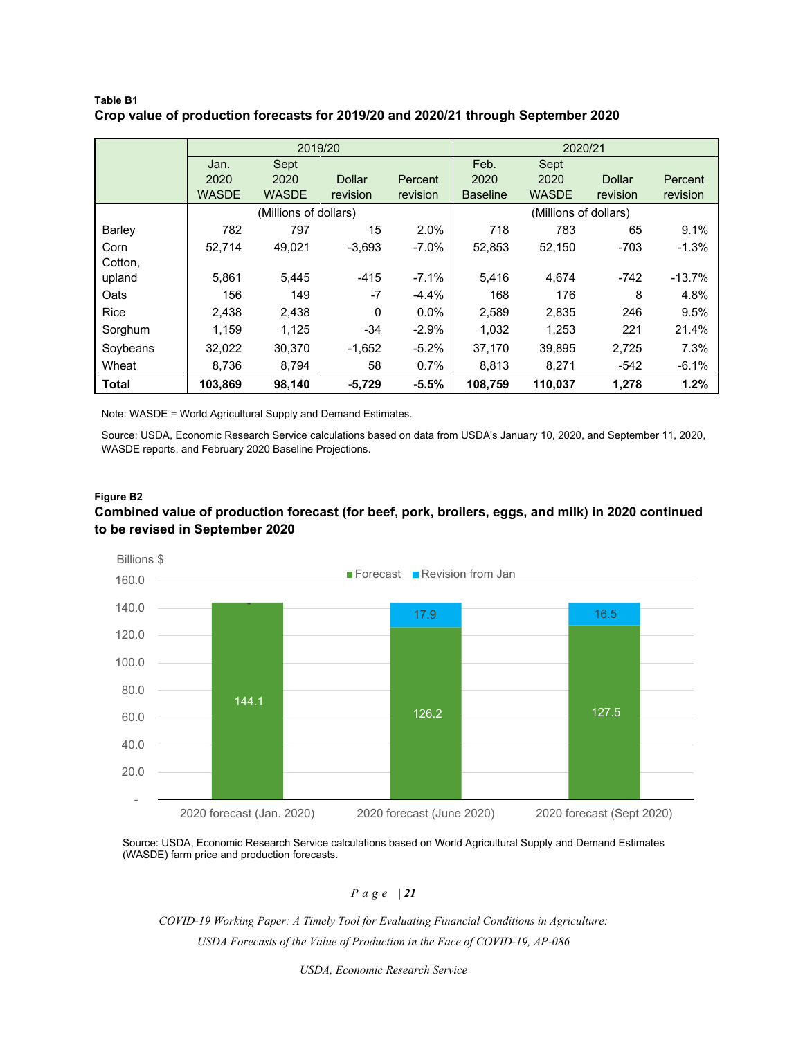**Table B1**

**Crop value of production forecasts for 2019/20 and 2020/21 through September 2020**

| | 2019/20 | | | | 2020/21 | | | |
|---|---|---|---|---|---|---|---|---|
| | Jan. 2020 WASDE | Sept 2020 WASDE | Dollar revision | Percent revision | Feb. 2020 Baseline | Sept 2020 WASDE | Dollar revision | Percent revision |
| | (Millions of dollars) | | | | (Millions of dollars) | | | |
| Barley | 782 | 797 | 15 | 2.0% | 718 | 783 | 65 | 9.1% |
| Corn | 52,714 | 49,021 | -3,693 | -7.0% | 52,853 | 52,150 | -703 | -1.3% |
| Cotton, upland | 5,861 | 5,445 | -415 | -7.1% | 5,416 | 4,674 | -742 | -13.7% |
| Oats | 156 | 149 | -7 | -4.4% | 168 | 176 | 8 | 4.8% |
| Rice | 2,438 | 2,438 | 0 | 0.0% | 2,589 | 2,835 | 246 | 9.5% |
| Sorghum | 1,159 | 1,125 | -34 | -2.9% | 1,032 | 1,253 | 221 | 21.4% |
| Soybeans | 32,022 | 30,370 | -1,652 | -5.2% | 37,170 | 39,895 | 2,725 | 7.3% |
| Wheat | 8,736 | 8,794 | 58 | 0.7% | 8,813 | 8,271 | -542 | -6.1% |
| **Total** | **103,869** | **98,140** | **-5,729** | **-5.5%** | **108,759** | **110,037** | **1,278** | **1.2%** |

Note: WASDE = World Agricultural Supply and Demand Estimates.

Source: USDA, Economic Research Service calculations based on data from USDA's January 10, 2020, and September 11, 2020, WASDE reports, and February 2020 Baseline Projections.

**Figure B2**

**Combined value of production forecast (for beef, pork, broilers, eggs, and milk) in 2020 continued to be revised in September 2020**

| | Forecast (Billions $) | Revision from Jan (Billions $) |
|---|---|---|
| 2020 forecast (Jan. 2020) | 144.1 | |
| 2020 forecast (June 2020) | 126.2 | 17.9 |
| 2020 forecast (Sept 2020) | 127.5 | 16.5 |

Source: USDA, Economic Research Service calculations based on World Agricultural Supply and Demand Estimates (WASDE) farm price and production forecasts.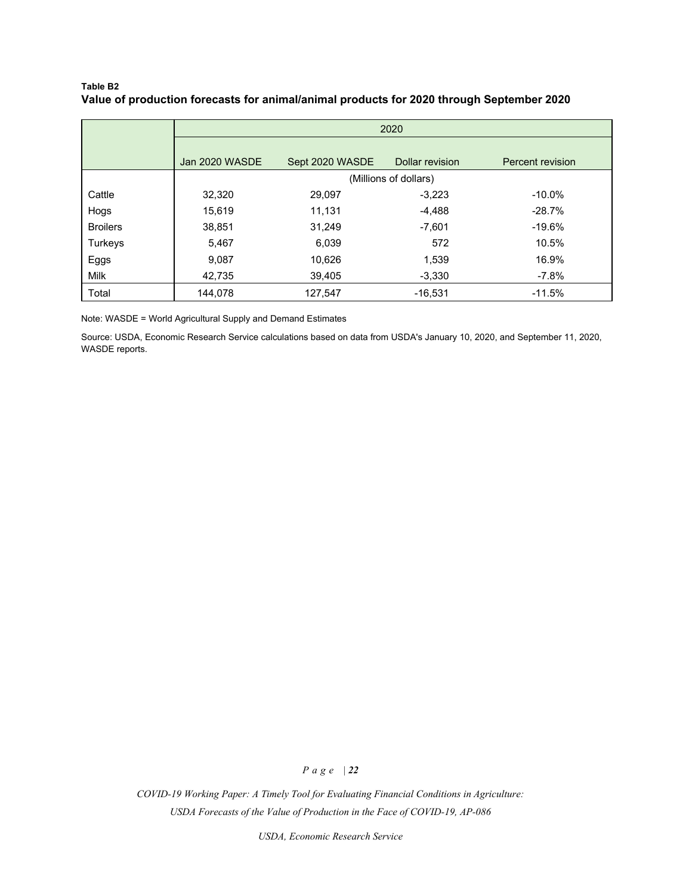**Table B2**

**Value of production forecasts for animal/animal products for 2020 through September 2020**

| | 2020 | | | |
|---|---|---|---|---|
| | Jan 2020 WASDE | Sept 2020 WASDE | Dollar revision | Percent revision |
| | (Millions of dollars) | | | |
| Cattle | 32,320 | 29,097 | -3,223 | -10.0% |
| Hogs | 15,619 | 11,131 | -4,488 | -28.7% |
| Broilers | 38,851 | 31,249 | -7,601 | -19.6% |
| Turkeys | 5,467 | 6,039 | 572 | 10.5% |
| Eggs | 9,087 | 10,626 | 1,539 | 16.9% |
| Milk | 42,735 | 39,405 | -3,330 | -7.8% |
| Total | 144,078 | 127,547 | -16,531 | -11.5% |

Note: WASDE = World Agricultural Supply and Demand Estimates

Source: USDA, Economic Research Service calculations based on data from USDA's January 10, 2020, and September 11, 2020, WASDE reports.